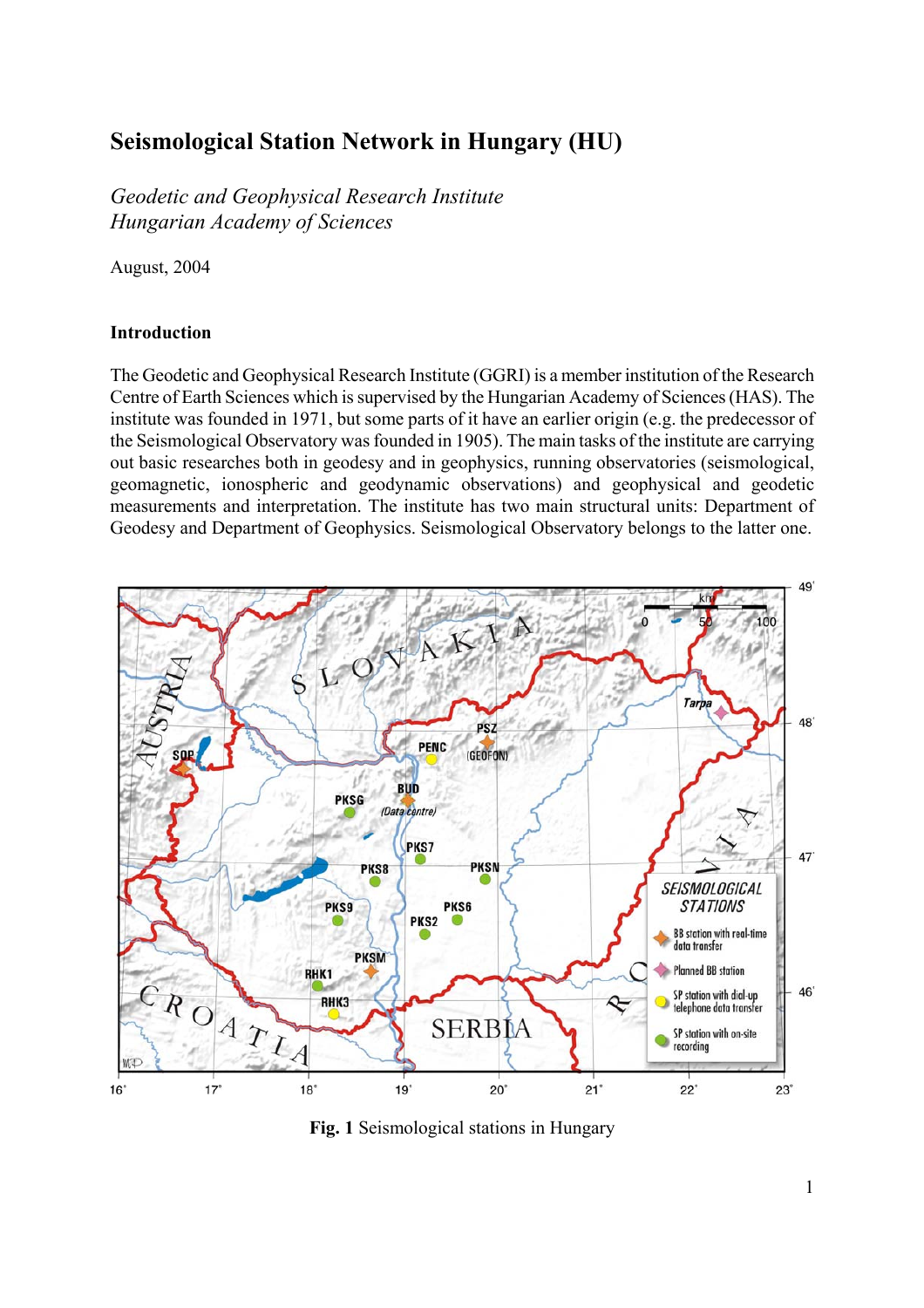# Seismological Station Network in Hungary (HU)

*Geodetic and Geophysical Research Institute*
*Hungarian Academy of Sciences*

August, 2004

## Introduction

The Geodetic and Geophysical Research Institute (GGRI) is a member institution of the Research Centre of Earth Sciences which is supervised by the Hungarian Academy of Sciences (HAS). The institute was founded in 1971, but some parts of it have an earlier origin (e.g. the predecessor of the Seismological Observatory was founded in 1905). The main tasks of the institute are carrying out basic researches both in geodesy and in geophysics, running observatories (seismological, geomagnetic, ionospheric and geodynamic observations) and geophysical and geodetic measurements and interpretation. The institute has two main structural units: Department of Geodesy and Department of Geophysics. Seismological Observatory belongs to the latter one.

**Fig. 1** Seismological stations in Hungary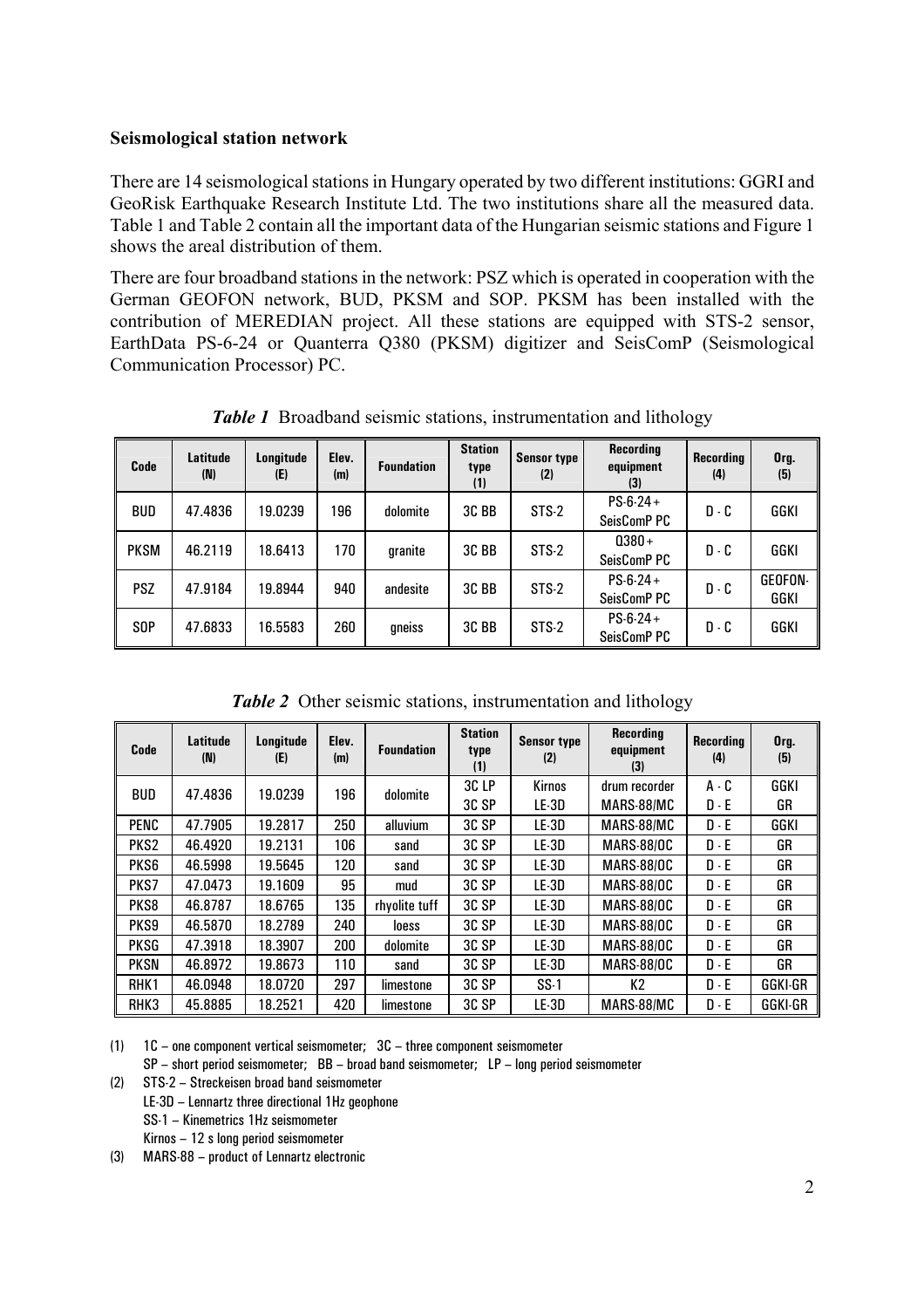**Seismological station network**

There are 14 seismological stations in Hungary operated by two different institutions: GGRI and GeoRisk Earthquake Research Institute Ltd. The two institutions share all the measured data. Table 1 and Table 2 contain all the important data of the Hungarian seismic stations and Figure 1 shows the areal distribution of them.

There are four broadband stations in the network: PSZ which is operated in cooperation with the German GEOFON network, BUD, PKSM and SOP. PKSM has been installed with the contribution of MEREDIAN project. All these stations are equipped with STS-2 sensor, EarthData PS-6-24 or Quanterra Q380 (PKSM) digitizer and SeisComP (Seismological Communication Processor) PC.

***Table 1*** Broadband seismic stations, instrumentation and lithology

| Code | Latitude (N) | Longitude (E) | Elev. (m) | Foundation | Station type (1) | Sensor type (2) | Recording equipment (3) | Recording (4) | Org. (5) |
|---|---|---|---|---|---|---|---|---|---|
| BUD | 47.4836 | 19.0239 | 196 | dolomite | 3C BB | STS-2 | PS-6-24 + SeisComP PC | D - C | GGKI |
| PKSM | 46.2119 | 18.6413 | 170 | granite | 3C BB | STS-2 | Q380 + SeisComP PC | D - C | GGKI |
| PSZ | 47.9184 | 19.8944 | 940 | andesite | 3C BB | STS-2 | PS-6-24 + SeisComP PC | D - C | GEOFON-GGKI |
| SOP | 47.6833 | 16.5583 | 260 | gneiss | 3C BB | STS-2 | PS-6-24 + SeisComP PC | D - C | GGKI |

***Table 2*** Other seismic stations, instrumentation and lithology

| Code | Latitude (N) | Longitude (E) | Elev. (m) | Foundation | Station type (1) | Sensor type (2) | Recording equipment (3) | Recording (4) | Org. (5) |
|---|---|---|---|---|---|---|---|---|---|
| BUD | 47.4836 | 19.0239 | 196 | dolomite | 3C LP<br>3C SP | Kirnos<br>LE-3D | drum recorder<br>MARS-88/MC | A - C<br>D - E | GGKI<br>GR |
| PENC | 47.7905 | 19.2817 | 250 | alluvium | 3C SP | LE-3D | MARS-88/MC | D - E | GGKI |
| PKS2 | 46.4920 | 19.2131 | 106 | sand | 3C SP | LE-3D | MARS-88/OC | D - E | GR |
| PKS6 | 46.5998 | 19.5645 | 120 | sand | 3C SP | LE-3D | MARS-88/OC | D - E | GR |
| PKS7 | 47.0473 | 19.1609 | 95 | mud | 3C SP | LE-3D | MARS-88/OC | D - E | GR |
| PKS8 | 46.8787 | 18.6765 | 135 | rhyolite tuff | 3C SP | LE-3D | MARS-88/OC | D - E | GR |
| PKS9 | 46.5870 | 18.2789 | 240 | loess | 3C SP | LE-3D | MARS-88/OC | D - E | GR |
| PKSG | 47.3918 | 18.3907 | 200 | dolomite | 3C SP | LE-3D | MARS-88/OC | D - E | GR |
| PKSN | 46.8972 | 19.8673 | 110 | sand | 3C SP | LE-3D | MARS-88/OC | D - E | GR |
| RHK1 | 46.0948 | 18.0720 | 297 | limestone | 3C SP | SS-1 | K2 | D - E | GGKI-GR |
| RHK3 | 45.8885 | 18.2521 | 420 | limestone | 3C SP | LE-3D | MARS-88/MC | D - E | GGKI-GR |

(1) 1C – one component vertical seismometer; 3C – three component seismometer
SP – short period seismometer; BB – broad band seismometer; LP – long period seismometer

(2) STS-2 – Streckeisen broad band seismometer
LE-3D – Lennartz three directional 1Hz geophone
SS-1 – Kinemetrics 1Hz seismometer
Kirnos – 12 s long period seismometer

(3) MARS-88 – product of Lennartz electronic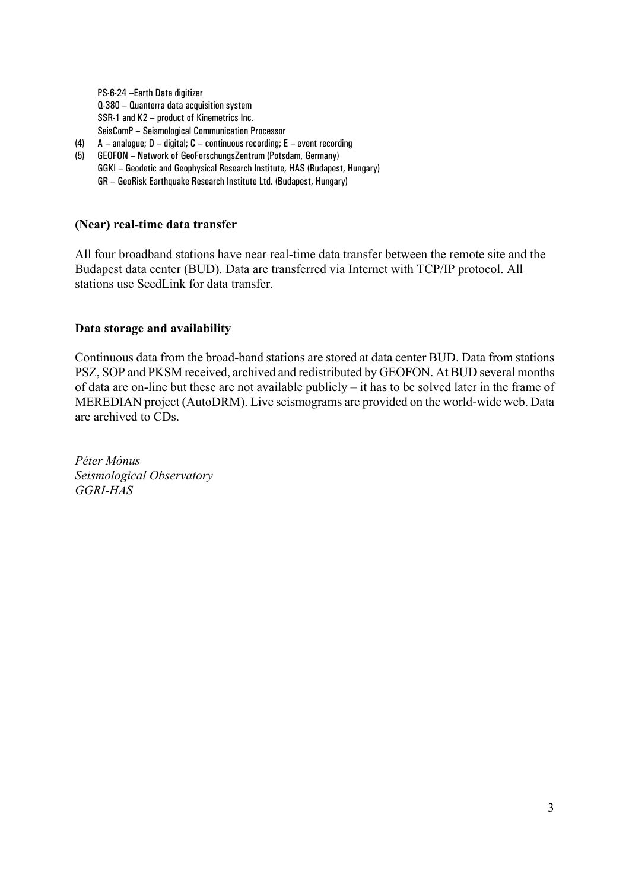PS-6-24 –Earth Data digitizer
Q-380 – Quanterra data acquisition system
SSR-1 and K2 – product of Kinemetrics Inc.
SeisComP – Seismological Communication Processor

(4) A – analogue; D – digital; C – continuous recording; E – event recording

(5) GEOFON – Network of GeoForschungsZentrum (Potsdam, Germany)
GGKI – Geodetic and Geophysical Research Institute, HAS (Budapest, Hungary)
GR – GeoRisk Earthquake Research Institute Ltd. (Budapest, Hungary)

**(Near) real-time data transfer**

All four broadband stations have near real-time data transfer between the remote site and the Budapest data center (BUD). Data are transferred via Internet with TCP/IP protocol. All stations use SeedLink for data transfer.

**Data storage and availability**

Continuous data from the broad-band stations are stored at data center BUD. Data from stations PSZ, SOP and PKSM received, archived and redistributed by GEOFON. At BUD several months of data are on-line but these are not available publicly – it has to be solved later in the frame of MEREDIAN project (AutoDRM). Live seismograms are provided on the world-wide web. Data are archived to CDs.

*Péter Mónus*
*Seismological Observatory*
*GGRI-HAS*